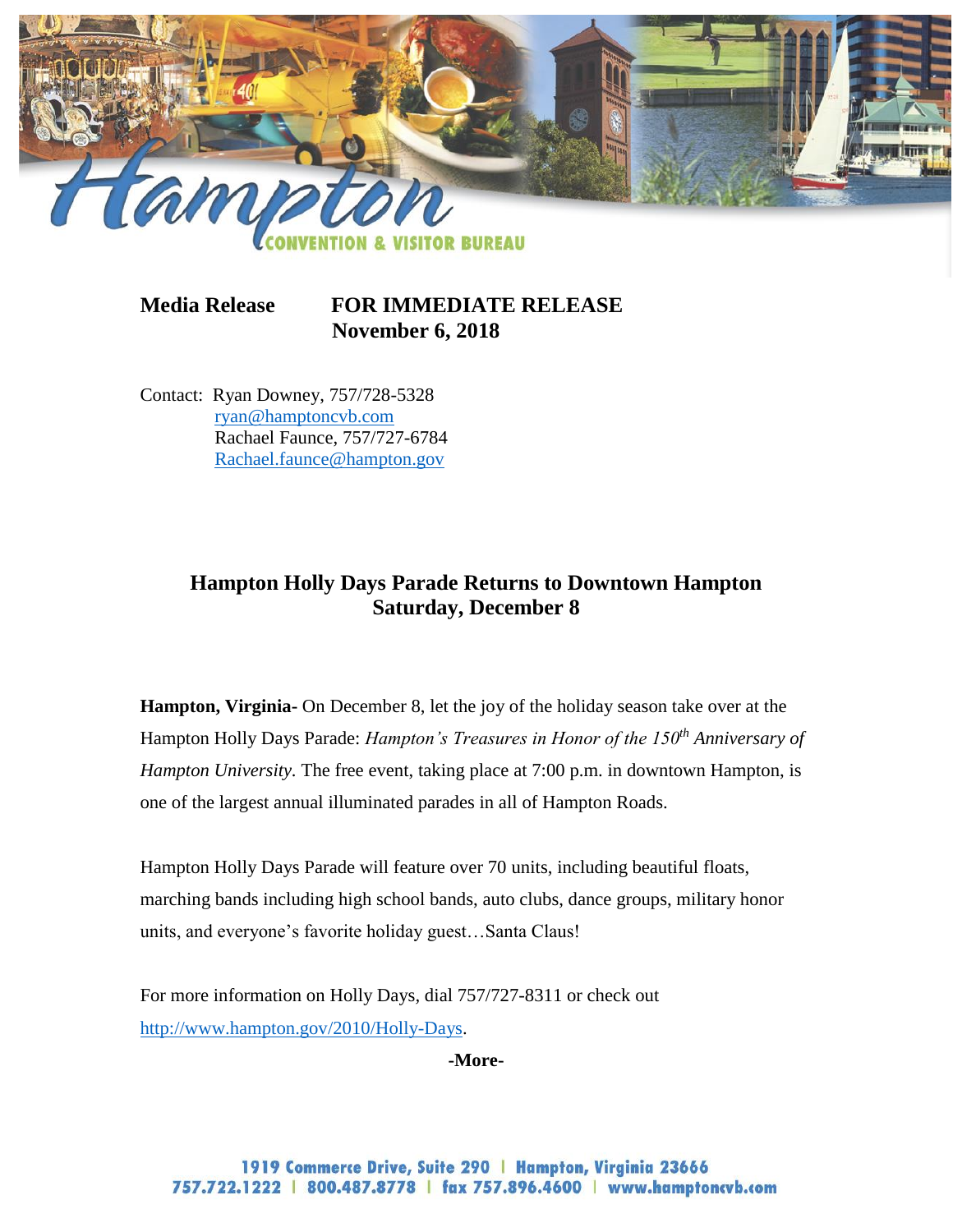**Media Release** **FOR IMMEDIATE RELEASE**
**November 6, 2018**

Contact: Ryan Downey, 757/728-5328
ryan@hamptoncvb.com
Rachael Faunce, 757/727-6784
Rachael.faunce@hampton.gov

## Hampton Holly Days Parade Returns to Downtown Hampton Saturday, December 8

**Hampton, Virginia-** On December 8, let the joy of the holiday season take over at the Hampton Holly Days Parade: *Hampton's Treasures in Honor of the 150th Anniversary of Hampton University*. The free event, taking place at 7:00 p.m. in downtown Hampton, is one of the largest annual illuminated parades in all of Hampton Roads.

Hampton Holly Days Parade will feature over 70 units, including beautiful floats, marching bands including high school bands, auto clubs, dance groups, military honor units, and everyone's favorite holiday guest…Santa Claus!

For more information on Holly Days, dial 757/727-8311 or check out http://www.hampton.gov/2010/Holly-Days.

**-More-**

1919 Commerce Drive, Suite 290 | Hampton, Virginia 23666
757.722.1222 | 800.487.8778 | fax 757.896.4600 | www.hamptoncvb.com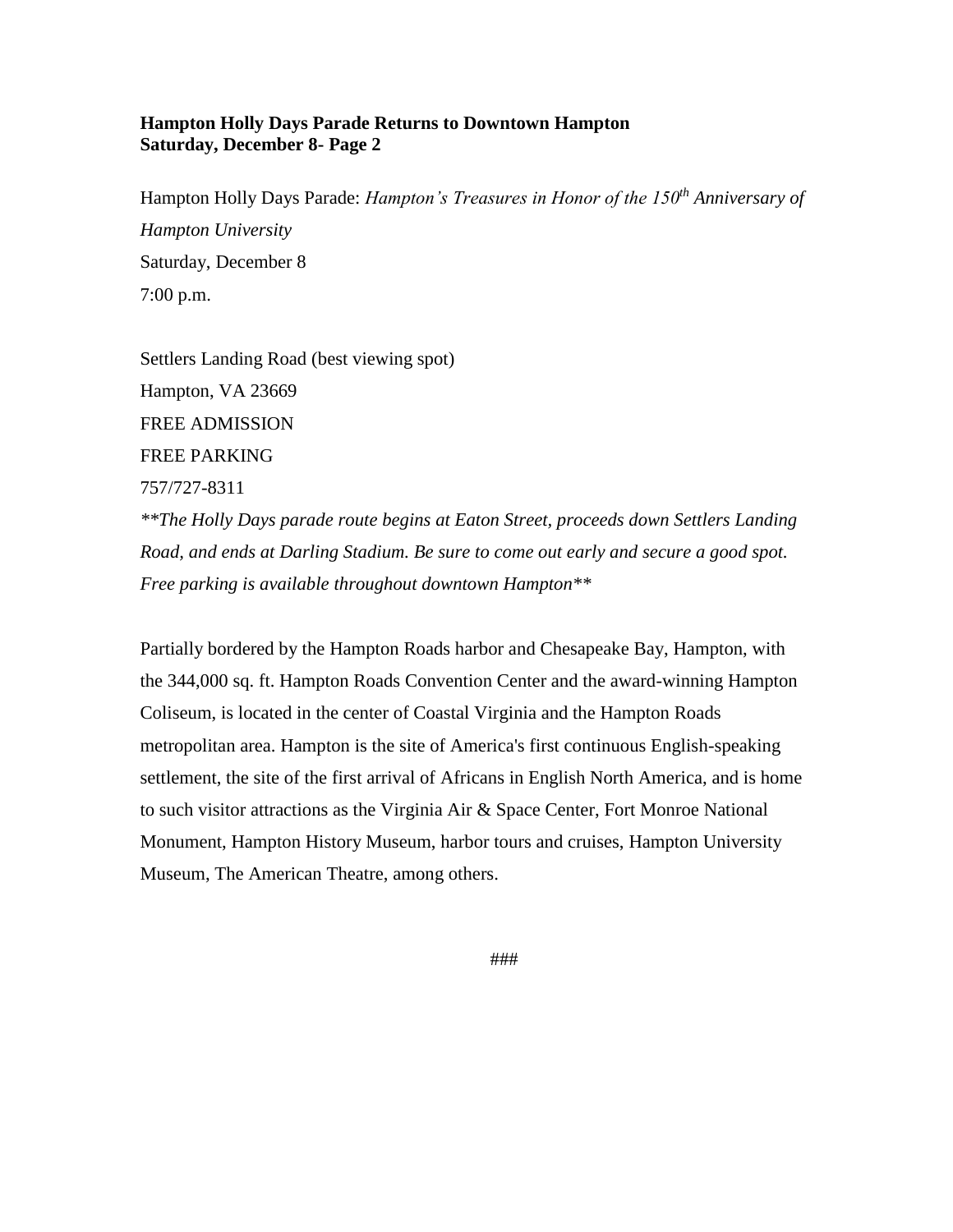Hampton Holly Days Parade: *Hampton's Treasures in Honor of the 150th Anniversary of Hampton University*

Saturday, December 8

7:00 p.m.

Settlers Landing Road (best viewing spot)

Hampton, VA 23669

FREE ADMISSION

FREE PARKING

757/727-8311

_**The Holly Days parade route begins at Eaton Street, proceeds down Settlers Landing Road, and ends at Darling Stadium. Be sure to come out early and secure a good spot. Free parking is available throughout downtown Hampton**_

Partially bordered by the Hampton Roads harbor and Chesapeake Bay, Hampton, with the 344,000 sq. ft. Hampton Roads Convention Center and the award-winning Hampton Coliseum, is located in the center of Coastal Virginia and the Hampton Roads metropolitan area. Hampton is the site of America's first continuous English-speaking settlement, the site of the first arrival of Africans in English North America, and is home to such visitor attractions as the Virginia Air & Space Center, Fort Monroe National Monument, Hampton History Museum, harbor tours and cruises, Hampton University Museum, The American Theatre, among others.

###